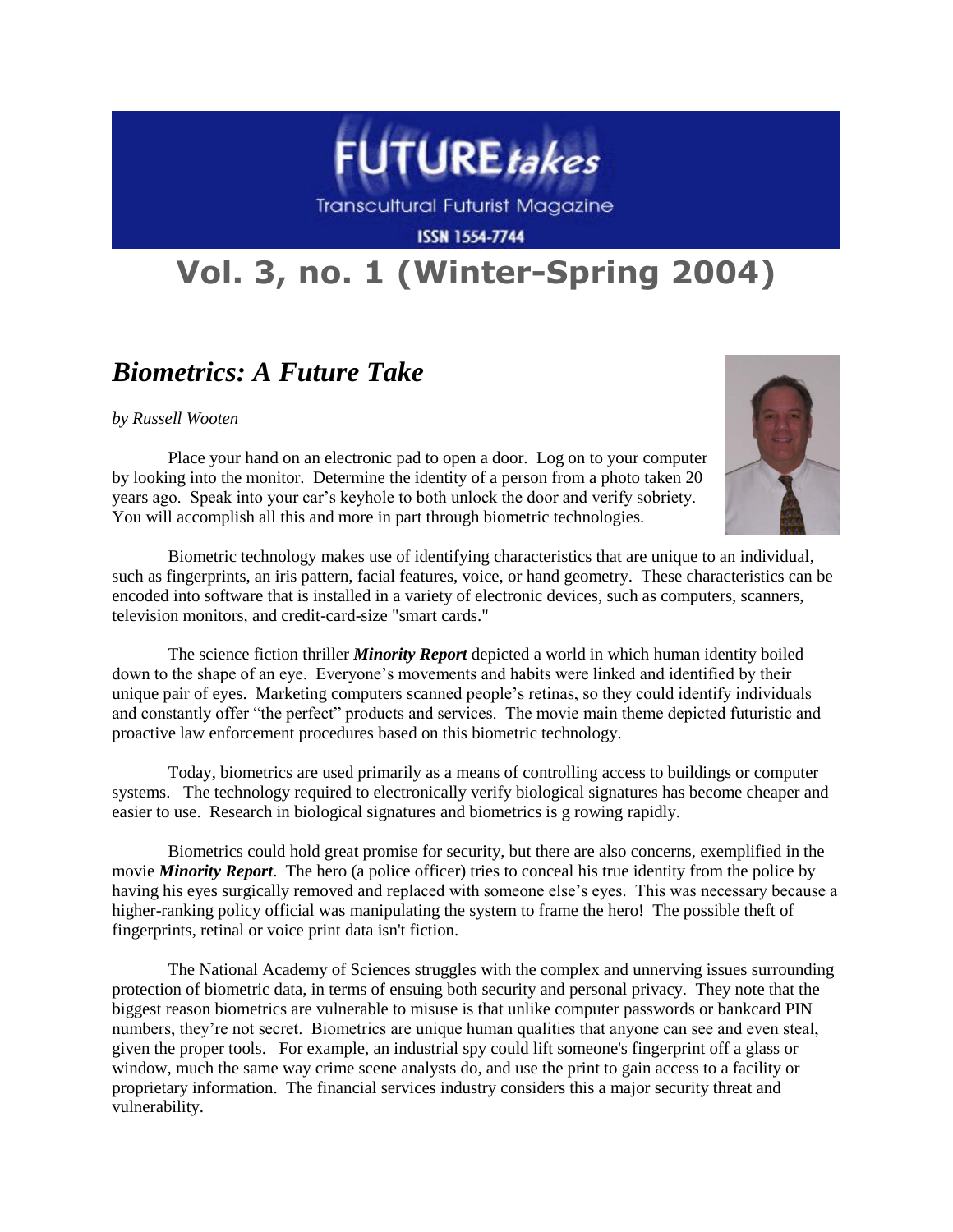# FUTURE*takes*

Transcultural Futurist Magazine

ISSN 1554-7744

# Vol. 3, no. 1 (Winter-Spring 2004)

## *Biometrics: A Future Take*

*by Russell Wooten*

Place your hand on an electronic pad to open a door. Log on to your computer by looking into the monitor. Determine the identity of a person from a photo taken 20 years ago. Speak into your car's keyhole to both unlock the door and verify sobriety. You will accomplish all this and more in part through biometric technologies.

Biometric technology makes use of identifying characteristics that are unique to an individual, such as fingerprints, an iris pattern, facial features, voice, or hand geometry. These characteristics can be encoded into software that is installed in a variety of electronic devices, such as computers, scanners, television monitors, and credit-card-size "smart cards."

The science fiction thriller ***Minority Report*** depicted a world in which human identity boiled down to the shape of an eye. Everyone's movements and habits were linked and identified by their unique pair of eyes. Marketing computers scanned people's retinas, so they could identify individuals and constantly offer "the perfect" products and services. The movie main theme depicted futuristic and proactive law enforcement procedures based on this biometric technology.

Today, biometrics are used primarily as a means of controlling access to buildings or computer systems. The technology required to electronically verify biological signatures has become cheaper and easier to use. Research in biological signatures and biometrics is g rowing rapidly.

Biometrics could hold great promise for security, but there are also concerns, exemplified in the movie ***Minority Report***. The hero (a police officer) tries to conceal his true identity from the police by having his eyes surgically removed and replaced with someone else's eyes. This was necessary because a higher-ranking policy official was manipulating the system to frame the hero! The possible theft of fingerprints, retinal or voice print data isn't fiction.

The National Academy of Sciences struggles with the complex and unnerving issues surrounding protection of biometric data, in terms of ensuing both security and personal privacy. They note that the biggest reason biometrics are vulnerable to misuse is that unlike computer passwords or bankcard PIN numbers, they're not secret. Biometrics are unique human qualities that anyone can see and even steal, given the proper tools. For example, an industrial spy could lift someone's fingerprint off a glass or window, much the same way crime scene analysts do, and use the print to gain access to a facility or proprietary information. The financial services industry considers this a major security threat and vulnerability.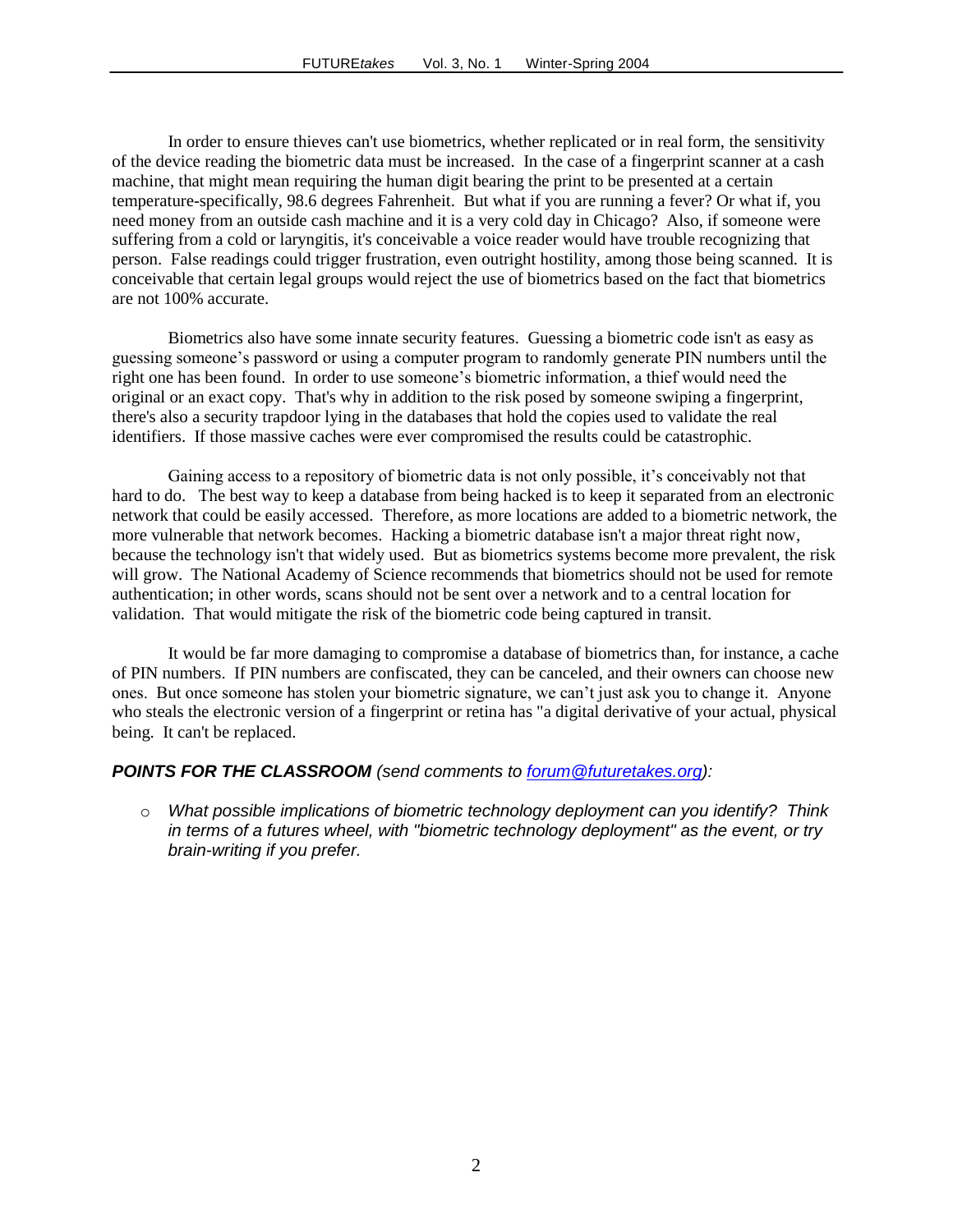In order to ensure thieves can't use biometrics, whether replicated or in real form, the sensitivity of the device reading the biometric data must be increased. In the case of a fingerprint scanner at a cash machine, that might mean requiring the human digit bearing the print to be presented at a certain temperature-specifically, 98.6 degrees Fahrenheit. But what if you are running a fever? Or what if, you need money from an outside cash machine and it is a very cold day in Chicago? Also, if someone were suffering from a cold or laryngitis, it's conceivable a voice reader would have trouble recognizing that person. False readings could trigger frustration, even outright hostility, among those being scanned. It is conceivable that certain legal groups would reject the use of biometrics based on the fact that biometrics are not 100% accurate.

Biometrics also have some innate security features. Guessing a biometric code isn't as easy as guessing someone's password or using a computer program to randomly generate PIN numbers until the right one has been found. In order to use someone's biometric information, a thief would need the original or an exact copy. That's why in addition to the risk posed by someone swiping a fingerprint, there's also a security trapdoor lying in the databases that hold the copies used to validate the real identifiers. If those massive caches were ever compromised the results could be catastrophic.

Gaining access to a repository of biometric data is not only possible, it's conceivably not that hard to do. The best way to keep a database from being hacked is to keep it separated from an electronic network that could be easily accessed. Therefore, as more locations are added to a biometric network, the more vulnerable that network becomes. Hacking a biometric database isn't a major threat right now, because the technology isn't that widely used. But as biometrics systems become more prevalent, the risk will grow. The National Academy of Science recommends that biometrics should not be used for remote authentication; in other words, scans should not be sent over a network and to a central location for validation. That would mitigate the risk of the biometric code being captured in transit.

It would be far more damaging to compromise a database of biometrics than, for instance, a cache of PIN numbers. If PIN numbers are confiscated, they can be canceled, and their owners can choose new ones. But once someone has stolen your biometric signature, we can't just ask you to change it. Anyone who steals the electronic version of a fingerprint or retina has "a digital derivative of your actual, physical being. It can't be replaced.

***POINTS FOR THE CLASSROOM*** *(send comments to forum@futuretakes.org):*

- *What possible implications of biometric technology deployment can you identify? Think in terms of a futures wheel, with "biometric technology deployment" as the event, or try brain-writing if you prefer.*